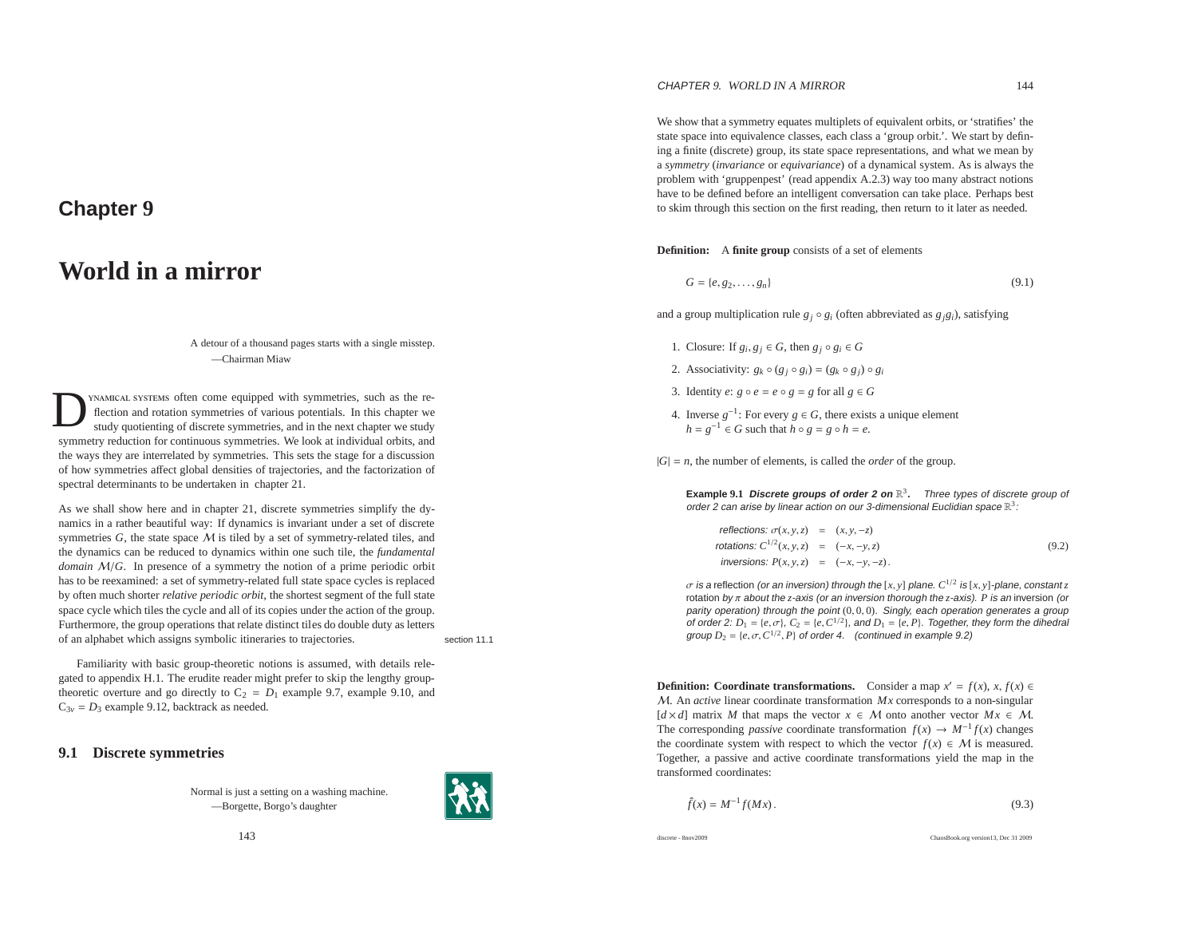# Chapter 9

# World in a mirror

A detour of a thousand pages starts with a single misstep.
—Chairman Miaw

Dynamical systems often come equipped with symmetries, such as the reflection and rotation symmetries of various potentials. In this chapter we study quotienting of discrete symmetries, and in the next chapter we study symmetry reduction for continuous symmetries. We look at individual orbits, and the ways they are interrelated by symmetries. This sets the stage for a discussion of how symmetries affect global densities of trajectories, and the factorization of spectral determinants to be undertaken in chapter 21.

As we shall show here and in chapter 21, discrete symmetries simplify the dynamics in a rather beautiful way: If dynamics is invariant under a set of discrete symmetries $G$, the state space $\mathcal{M}$ is tiled by a set of symmetry-related tiles, and the dynamics can be reduced to dynamics within one such tile, the *fundamental domain* $\mathcal{M}/G$. In presence of a symmetry the notion of a prime periodic orbit has to be reexamined: a set of symmetry-related full state space cycles is replaced by often much shorter *relative periodic orbit*, the shortest segment of the full state space cycle which tiles the cycle and all of its copies under the action of the group. Furthermore, the group operations that relate distinct tiles do double duty as letters of an alphabet which assigns symbolic itineraries to trajectories. section 11.1

Familiarity with basic group-theoretic notions is assumed, with details relegated to appendix H.1. The erudite reader might prefer to skip the lengthy group-theoretic overture and go directly to $C_2 = D_1$ example 9.7, example 9.10, and $C_{3v} = D_3$ example 9.12, backtrack as needed.

## 9.1 Discrete symmetries

Normal is just a setting on a washing machine.
—Borgette, Borgo's daughter

We show that a symmetry equates multiplets of equivalent orbits, or 'stratifies' the state space into equivalence classes, each class a 'group orbit.'. We start by defining a finite (discrete) group, its state space representations, and what we mean by a *symmetry* (*invariance* or *equivariance*) of a dynamical system. As is always the problem with 'gruppenpest' (read appendix A.2.3) way too many abstract notions have to be defined before an intelligent conversation can take place. Perhaps best to skim through this section on the first reading, then return to it later as needed.

**Definition:** A **finite group** consists of a set of elements

$$G = \{e, g_2, \ldots, g_n\} \tag{9.1}$$

and a group multiplication rule $g_j \circ g_i$ (often abbreviated as $g_j g_i$), satisfying

1. Closure: If $g_i, g_j \in G$, then $g_j \circ g_i \in G$
2. Associativity: $g_k \circ (g_j \circ g_i) = (g_k \circ g_j) \circ g_i$
3. Identity $e$: $g \circ e = e \circ g = g$ for all $g \in G$
4. Inverse $g^{-1}$: For every $g \in G$, there exists a unique element $h = g^{-1} \in G$ such that $h \circ g = g \circ h = e$.

$|G| = n$, the number of elements, is called the *order* of the group.

**Example 9.1** ***Discrete groups of order 2 on*** $\mathbb{R}^3$**.** *Three types of discrete group of order 2 can arise by linear action on our 3-dimensional Euclidian space* $\mathbb{R}^3$*:*

$$\begin{aligned} \text{reflections: } \sigma(x, y, z) &= (x, y, -z) \\ \text{rotations: } C^{1/2}(x, y, z) &= (-x, -y, z) \\ \text{inversions: } P(x, y, z) &= (-x, -y, -z)\,. \end{aligned} \tag{9.2}$$

*$\sigma$ is a* reflection *(or an inversion) through the $[x, y]$ plane. $C^{1/2}$ is $[x, y]$-plane, constant $z$* rotation *by $\pi$ about the $z$-axis (or an inversion thorough the $z$-axis). $P$ is an* inversion *(or parity operation) through the point $(0, 0, 0)$. Singly, each operation generates a group of order 2: $D_1 = \{e, \sigma\}$, $C_2 = \{e, C^{1/2}\}$, and $D_1 = \{e, P\}$. Together, they form the dihedral group $D_2 = \{e, \sigma, C^{1/2}, P\}$ of order 4. (continued in example 9.2)*

**Definition: Coordinate transformations.** Consider a map $x' = f(x)$, $x, f(x) \in \mathcal{M}$. An *active* linear coordinate transformation $Mx$ corresponds to a non-singular $[d \times d]$ matrix $M$ that maps the vector $x \in \mathcal{M}$ onto another vector $Mx \in \mathcal{M}$. The corresponding *passive* coordinate transformation $f(x) \to M^{-1} f(x)$ changes the coordinate system with respect to which the vector $f(x) \in \mathcal{M}$ is measured. Together, a passive and active coordinate transformations yield the map in the transformed coordinates:

$$\hat{f}(x) = M^{-1} f(Mx)\,. \tag{9.3}$$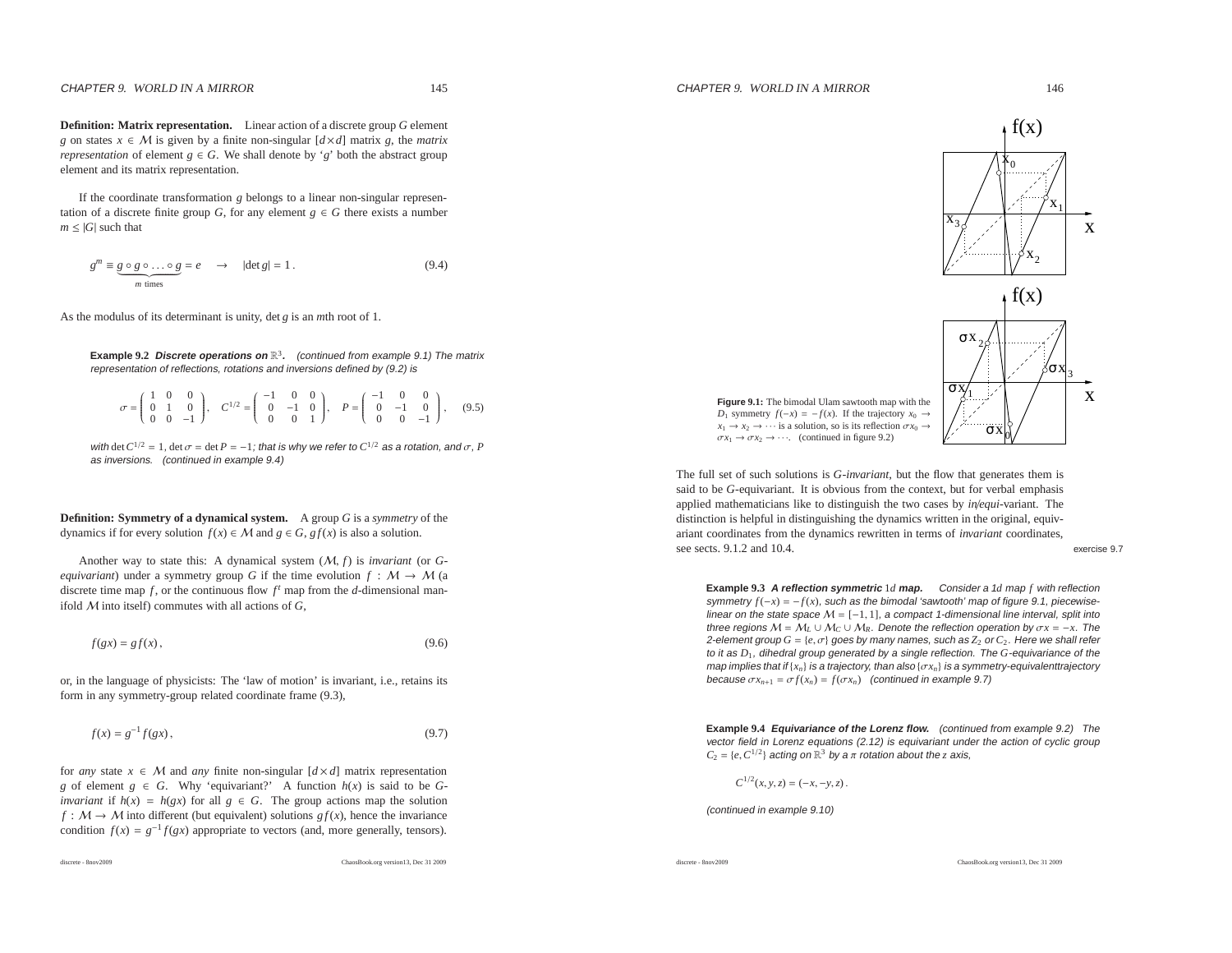**Definition: Matrix representation.** Linear action of a discrete group $G$ element $g$ on states $x \in \mathcal{M}$ is given by a finite non-singular $[d \times d]$ matrix $g$, the *matrix representation* of element $g \in G$. We shall denote by '$g$' both the abstract group element and its matrix representation.

If the coordinate transformation $g$ belongs to a linear non-singular representation of a discrete finite group $G$, for any element $g \in G$ there exists a number $m \leq |G|$ such that

$$g^m \equiv \underbrace{g \circ g \circ \ldots \circ g}_{m \text{ times}} = e \quad \rightarrow \quad |\det g| = 1\,. \tag{9.4}$$

As the modulus of its determinant is unity, $\det g$ is an $m$th root of 1.

**Example 9.2** ***Discrete operations on*** $\mathbb{R}^3$**.** *(continued from example 9.1) The matrix representation of reflections, rotations and inversions defined by (9.2) is*

$$\sigma = \begin{pmatrix} 1 & 0 & 0 \\ 0 & 1 & 0 \\ 0 & 0 & -1 \end{pmatrix}, \quad C^{1/2} = \begin{pmatrix} -1 & 0 & 0 \\ 0 & -1 & 0 \\ 0 & 0 & 1 \end{pmatrix}, \quad P = \begin{pmatrix} -1 & 0 & 0 \\ 0 & -1 & 0 \\ 0 & 0 & -1 \end{pmatrix}, \tag{9.5}$$

*with* $\det C^{1/2} = 1$, $\det \sigma = \det P = -1$*; that is why we refer to* $C^{1/2}$ *as a rotation, and* $\sigma$, $P$ *as inversions. (continued in example 9.4)*

**Definition: Symmetry of a dynamical system.** A group $G$ is a *symmetry* of the dynamics if for every solution $f(x) \in \mathcal{M}$ and $g \in G$, $g f(x)$ is also a solution.

Another way to state this: A dynamical system $(\mathcal{M}, f)$ is *invariant* (or *G-equivariant*) under a symmetry group $G$ if the time evolution $f : \mathcal{M} \rightarrow \mathcal{M}$ (a discrete time map $f$, or the continuous flow $f^t$ map from the $d$-dimensional manifold $\mathcal{M}$ into itself) commutes with all actions of $G$,

$$f(gx) = g f(x)\,, \tag{9.6}$$

or, in the language of physicists: The 'law of motion' is invariant, i.e., retains its form in any symmetry-group related coordinate frame (9.3),

$$f(x) = g^{-1} f(gx)\,, \tag{9.7}$$

for *any* state $x \in \mathcal{M}$ and *any* finite non-singular $[d \times d]$ matrix representation $g$ of element $g \in G$. Why 'equivariant?' A function $h(x)$ is said to be *G-invariant* if $h(x) = h(gx)$ for all $g \in G$. The group actions map the solution $f : \mathcal{M} \rightarrow \mathcal{M}$ into different (but equivalent) solutions $g f(x)$, hence the invariance condition $f(x) = g^{-1} f(gx)$ appropriate to vectors (and, more generally, tensors).

**Figure 9.1:** The bimodal Ulam sawtooth map with the $D_1$ symmetry $f(-x) = -f(x)$. If the trajectory $x_0 \rightarrow x_1 \rightarrow x_2 \rightarrow \cdots$ is a solution, so is its reflection $\sigma x_0 \rightarrow \sigma x_1 \rightarrow \sigma x_2 \rightarrow \cdots$. (continued in figure 9.2)

The full set of such solutions is *G-invariant*, but the flow that generates them is said to be *G*-equivariant. It is obvious from the context, but for verbal emphasis applied mathematicians like to distinguish the two cases by *in/equi*-variant. The distinction is helpful in distinguishing the dynamics written in the original, equivariant coordinates from the dynamics rewritten in terms of *invariant* coordinates, see sects. 9.1.2 and 10.4.

exercise 9.7

**Example 9.3** ***A reflection symmetric*** $1d$ ***map.*** *Consider a* $1d$ *map* $f$ *with reflection symmetry* $f(-x) = -f(x)$*, such as the bimodal 'sawtooth' map of figure 9.1, piecewise-linear on the state space* $\mathcal{M} = [-1, 1]$*, a compact 1-dimensional line interval, split into three regions* $\mathcal{M} = \mathcal{M}_L \cup \mathcal{M}_C \cup \mathcal{M}_R$*. Denote the reflection operation by* $\sigma x = -x$*. The 2-element group* $G = \{e, \sigma\}$ *goes by many names, such as* $Z_2$ *or* $C_2$*. Here we shall refer to it as* $D_1$*, dihedral group generated by a single reflection. The G-equivariance of the map implies that if* $\{x_n\}$ *is a trajectory, than also* $\{\sigma x_n\}$ *is a symmetry-equivalenttrajectory because* $\sigma x_{n+1} = \sigma f(x_n) = f(\sigma x_n)$ *(continued in example 9.7)*

**Example 9.4** ***Equivariance of the Lorenz flow.*** *(continued from example 9.2) The vector field in Lorenz equations (2.12) is equivariant under the action of cyclic group* $C_2 = \{e, C^{1/2}\}$ *acting on* $\mathbb{R}^3$ *by a* $\pi$ *rotation about the* $z$ *axis,*

$$C^{1/2}(x, y, z) = (-x, -y, z)\,.$$

*(continued in example 9.10)*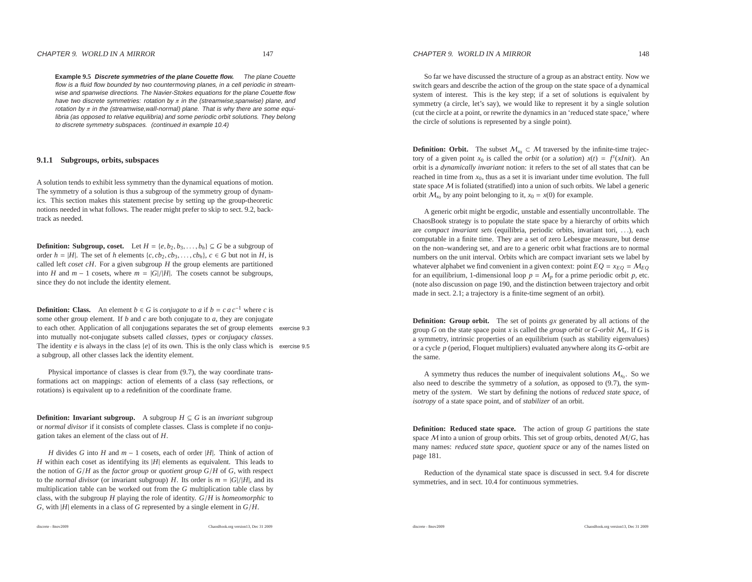**Example 9.5** ***Discrete symmetries of the plane Couette flow.*** *The plane Couette flow is a fluid flow bounded by two countermoving planes, in a cell periodic in streamwise and spanwise directions. The Navier-Stokes equations for the plane Couette flow have two discrete symmetries: rotation by $\pi$ in the (streamwise,spanwise) plane, and rotation by $\pi$ in the (streamwise,wall-normal) plane. That is why there are some equilibria (as opposed to relative equilibria) and some periodic orbit solutions. They belong to discrete symmetry subspaces. (continued in example 10.4)*

### 9.1.1 Subgroups, orbits, subspaces

A solution tends to exhibit less symmetry than the dynamical equations of motion. The symmetry of a solution is thus a subgroup of the symmetry group of dynamics. This section makes this statement precise by setting up the group-theoretic notions needed in what follows. The reader might prefer to skip to sect. 9.2, backtrack as needed.

**Definition: Subgroup, coset.** Let $H = \{e, b_2, b_3, \ldots, b_h\} \subseteq G$ be a subgroup of order $h = |H|$. The set of $h$ elements $\{c, cb_2, cb_3, \ldots, cb_h\}$, $c \in G$ but not in $H$, is called left *coset* $cH$. For a given subgroup $H$ the group elements are partitioned into $H$ and $m - 1$ cosets, where $m = |G|/|H|$. The cosets cannot be subgroups, since they do not include the identity element.

**Definition: Class.** An element $b \in G$ is *conjugate* to $a$ if $b = c\,a\,c^{-1}$ where $c$ is some other group element. If $b$ and $c$ are both conjugate to $a$, they are conjugate to each other. Application of all conjugations separates the set of group elements into mutually not-conjugate subsets called *classes*, *types* or *conjugacy classes*. The identity $e$ is always in the class $\{e\}$ of its own. This is the only class which is a subgroup, all other classes lack the identity element.

exercise 9.3

exercise 9.5

Physical importance of classes is clear from (9.7), the way coordinate transformations act on mappings: action of elements of a class (say reflections, or rotations) is equivalent up to a redefinition of the coordinate frame.

**Definition: Invariant subgroup.** A subgroup $H \subseteq G$ is an *invariant* subgroup or *normal divisor* if it consists of complete classes. Class is complete if no conjugation takes an element of the class out of $H$.

$H$ divides $G$ into $H$ and $m - 1$ cosets, each of order $|H|$. Think of action of $H$ within each coset as identifying its $|H|$ elements as equivalent. This leads to the notion of $G/H$ as the *factor group* or *quotient group* $G/H$ of $G$, with respect to the *normal divisor* (or invariant subgroup) $H$. Its order is $m = |G|/|H|$, and its multiplication table can be worked out from the $G$ multiplication table class by class, with the subgroup $H$ playing the role of identity. $G/H$ is *homeomorphic* to $G$, with $|H|$ elements in a class of $G$ represented by a single element in $G/H$.

So far we have discussed the structure of a group as an abstract entity. Now we switch gears and describe the action of the group on the state space of a dynamical system of interest. This is the key step; if a set of solutions is equivalent by symmetry (a circle, let's say), we would like to represent it by a single solution (cut the circle at a point, or rewrite the dynamics in an 'reduced state space,' where the circle of solutions is represented by a single point).

**Definition: Orbit.** The subset $\mathcal{M}_{x_0} \subset \mathcal{M}$ traversed by the infinite-time trajectory of a given point $x_0$ is called the *orbit* (or a *solution*) $x(t) = f^t(xInit)$. An orbit is a *dynamically invariant* notion: it refers to the set of all states that can be reached in time from $x_0$, thus as a set it is invariant under time evolution. The full state space $\mathcal{M}$ is foliated (stratified) into a union of such orbits. We label a generic orbit $\mathcal{M}_{x_0}$ by any point belonging to it, $x_0 = x(0)$ for example.

A generic orbit might be ergodic, unstable and essentially uncontrollable. The ChaosBook strategy is to populate the state space by a hierarchy of orbits which are *compact invariant sets* (equilibria, periodic orbits, invariant tori, ...), each computable in a finite time. They are a set of zero Lebesgue measure, but dense on the non–wandering set, and are to a generic orbit what fractions are to normal numbers on the unit interval. Orbits which are compact invariant sets we label by whatever alphabet we find convenient in a given context: point $EQ = x_{EQ} = \mathcal{M}_{EQ}$ for an equilibrium, 1-dimensional loop $p = \mathcal{M}_p$ for a prime periodic orbit $p$, etc. (note also discussion on page 190, and the distinction between trajectory and orbit made in sect. 2.1; a trajectory is a finite-time segment of an orbit).

**Definition: Group orbit.** The set of points $gx$ generated by all actions of the group $G$ on the state space point $x$ is called the *group orbit* or *G-orbit* $\mathcal{M}_x$. If $G$ is a symmetry, intrinsic properties of an equilibrium (such as stability eigenvalues) or a cycle $p$ (period, Floquet multipliers) evaluated anywhere along its $G$-orbit are the same.

A symmetry thus reduces the number of inequivalent solutions $\mathcal{M}_{x_0}$. So we also need to describe the symmetry of a *solution*, as opposed to (9.7), the symmetry of the *system*. We start by defining the notions of *reduced state space*, of *isotropy* of a state space point, and of *stabilizer* of an orbit.

**Definition: Reduced state space.** The action of group $G$ partitions the state space $\mathcal{M}$ into a union of group orbits. This set of group orbits, denoted $\mathcal{M}/G$, has many names: *reduced state space*, *quotient space* or any of the names listed on page 181.

Reduction of the dynamical state space is discussed in sect. 9.4 for discrete symmetries, and in sect. 10.4 for continuous symmetries.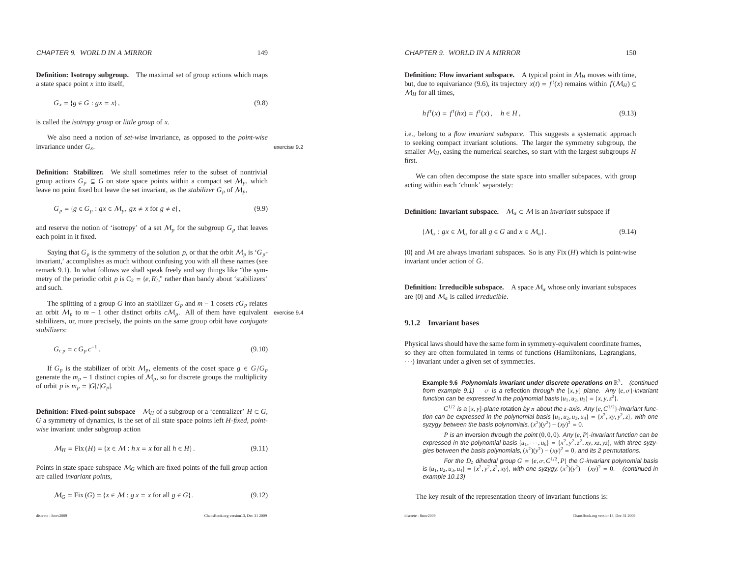**Definition: Isotropy subgroup.** The maximal set of group actions which maps a state space point $x$ into itself,

$$G_x = \{g \in G : gx = x\}, \tag{9.8}$$

is called the *isotropy group* or *little group* of $x$.

We also need a notion of *set-wise* invariance, as opposed to the *point-wise* invariance under $G_x$.

exercise 9.2

**Definition: Stabilizer.** We shall sometimes refer to the subset of nontrivial group actions $G_p \subseteq G$ on state space points within a compact set $\mathcal{M}_p$, which leave no point fixed but leave the set invariant, as the *stabilizer* $G_p$ of $\mathcal{M}_p$,

$$G_p = \{g \in G_p : gx \in \mathcal{M}_p,\ gx \neq x \text{ for } g \neq e\}, \tag{9.9}$$

and reserve the notion of 'isotropy' of a set $\mathcal{M}_p$ for the subgroup $G_p$ that leaves each point in it fixed.

Saying that $G_p$ is the symmetry of the solution $p$, or that the orbit $\mathcal{M}_p$ is '$G_p$-invariant,' accomplishes as much without confusing you with all these names (see remark 9.1). In what follows we shall speak freely and say things like "the symmetry of the periodic orbit $p$ is $C_2 = \{e, R\}$," rather than bandy about 'stabilizers' and such.

The splitting of a group $G$ into an stabilizer $G_p$ and $m-1$ cosets $cG_p$ relates an orbit $\mathcal{M}_p$ to $m-1$ other distinct orbits $c\mathcal{M}_p$. All of them have equivalent stabilizers, or, more precisely, the points on the same group orbit have *conjugate stabilizers*:

exercise 9.4

$$G_{c\,p} = c\,G_p\,c^{-1}\,. \tag{9.10}$$

If $G_p$ is the stabilizer of orbit $\mathcal{M}_p$, elements of the coset space $g \in G/G_p$ generate the $m_p - 1$ distinct copies of $\mathcal{M}_p$, so for discrete groups the multiplicity of orbit $p$ is $m_p = |G|/|G_p|$.

**Definition: Fixed-point subspace** $\mathcal{M}_H$ of a subgroup or a 'centralizer' $H \subset G$, $G$ a symmetry of dynamics, is the set of all state space points left $H$-*fixed, point-wise* invariant under subgroup action

$$\mathcal{M}_H = \text{Fix}\,(H) = \{x \in \mathcal{M} : h\,x = x \text{ for all } h \in H\}. \tag{9.11}$$

Points in state space subspace $\mathcal{M}_G$ which are fixed points of the full group action are called *invariant points*,

$$\mathcal{M}_G = \text{Fix}\,(G) = \{x \in \mathcal{M} : g\,x = x \text{ for all } g \in G\}. \tag{9.12}$$

**Definition: Flow invariant subspace.** A typical point in $\mathcal{M}_H$ moves with time, but, due to equivariance (9.6), its trajectory $x(t) = f^t(x)$ remains within $f(\mathcal{M}_H) \subseteq \mathcal{M}_H$ for all times,

$$h f^t(x) = f^t(hx) = f^t(x)\,, \quad h \in H\,, \tag{9.13}$$

i.e., belong to a *flow invariant subspace*. This suggests a systematic approach to seeking compact invariant solutions. The larger the symmetry subgroup, the smaller $\mathcal{M}_H$, easing the numerical searches, so start with the largest subgroups $H$ first.

We can often decompose the state space into smaller subspaces, with group acting within each 'chunk' separately:

**Definition: Invariant subspace.** $\mathcal{M}_\alpha \subset \mathcal{M}$ is an *invariant* subspace if

$$\{\mathcal{M}_\alpha : gx \in \mathcal{M}_\alpha \text{ for all } g \in G \text{ and } x \in \mathcal{M}_\alpha\}\,. \tag{9.14}$$

$\{0\}$ and $\mathcal{M}$ are always invariant subspaces. So is any $\text{Fix}\,(H)$ which is point-wise invariant under action of $G$.

**Definition: Irreducible subspace.** A space $\mathcal{M}_\alpha$ whose only invariant subspaces are $\{0\}$ and $\mathcal{M}_\alpha$ is called *irreducible*.

### 9.1.2 Invariant bases

Physical laws should have the same form in symmetry-equivalent coordinate frames, so they are often formulated in terms of functions (Hamiltonians, Lagrangians, $\cdots$) invariant under a given set of symmetries.

> **Example 9.6** ***Polynomials invariant under discrete operations on*** $\mathbb{R}^3$**.** *(continued from example 9.1)* $\sigma$ *is a* reflection *through the* $[x, y]$ *plane. Any* $\{e, \sigma\}$*-invariant function can be expressed in the polynomial basis* $\{u_1, u_2, u_3\} = \{x, y, z^2\}$.
>
> $C^{1/2}$ *is a* $[x, y]$*-plane* rotation *by* $\pi$ *about the* $z$*-axis. Any* $\{e, C^{1/2}\}$*-invariant function can be expressed in the polynomial basis* $\{u_1, u_2, u_3, u_4\} = \{x^2, xy, y^2, z\}$, *with one syzygy between the basis polynomials,* $(x^2)(y^2) - (xy)^2 = 0$.
>
> $P$ *is an* inversion *through the point* $(0, 0, 0)$. *Any* $\{e, P\}$*-invariant function can be expressed in the polynomial basis* $\{u_1, \cdots, u_6\} = \{x^2, y^2, z^2, xy, xz, yz\}$, *with three syzygies between the basis polynomials,* $(x^2)(y^2) - (xy)^2 = 0$, *and its 2 permutations.*
>
> *For the* $D_2$ *dihedral group* $G = \{e, \sigma, C^{1/2}, P\}$ *the* $G$*-invariant polynomial basis is* $\{u_1, u_2, u_3, u_4\} = \{x^2, y^2, z^2, xy\}$, *with one syzygy,* $(x^2)(y^2) - (xy)^2 = 0$. *(continued in example 10.13)*

The key result of the representation theory of invariant functions is: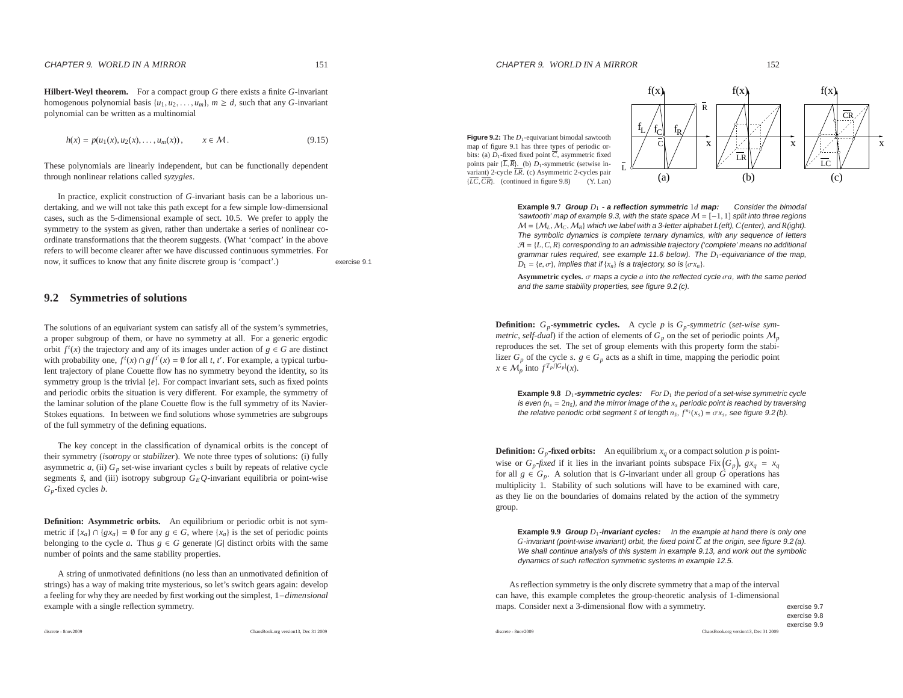**Hilbert-Weyl theorem.** For a compact group $G$ there exists a finite $G$-invariant homogenous polynomial basis $\{u_1, u_2, \ldots, u_m\}$, $m \geq d$, such that any $G$-invariant polynomial can be written as a multinomial

$$h(x) = p(u_1(x), u_2(x), \ldots, u_m(x)), \qquad x \in \mathcal{M}. \tag{9.15}$$

These polynomials are linearly independent, but can be functionally dependent through nonlinear relations called *syzygies*.

In practice, explicit construction of $G$-invariant basis can be a laborious undertaking, and we will not take this path except for a few simple low-dimensional cases, such as the 5-dimensional example of sect. 10.5. We prefer to apply the symmetry to the system as given, rather than undertake a series of nonlinear coordinate transformations that the theorem suggests. (What 'compact' in the above refers to will become clearer after we have discussed continuous symmetries. For now, it suffices to know that any finite discrete group is 'compact'.)

exercise 9.1

## 9.2 Symmetries of solutions

The solutions of an equivariant system can satisfy all of the system's symmetries, a proper subgroup of them, or have no symmetry at all. For a generic ergodic orbit $f^t(x)$ the trajectory and any of its images under action of $g \in G$ are distinct with probability one, $f^t(x) \cap g f^{t'}(x) = \emptyset$ for all $t, t'$. For example, a typical turbulent trajectory of plane Couette flow has no symmetry beyond the identity, so its symmetry group is the trivial $\{e\}$. For compact invariant sets, such as fixed points and periodic orbits the situation is very different. For example, the symmetry of the laminar solution of the plane Couette flow is the full symmetry of its Navier-Stokes equations. In between we find solutions whose symmetries are subgroups of the full symmetry of the defining equations.

The key concept in the classification of dynamical orbits is the concept of their symmetry (*isotropy* or *stabilizer*). We note three types of solutions: (i) fully asymmetric $a$, (ii) $G_p$ set-wise invariant cycles $s$ built by repeats of relative cycle segments $\tilde{s}$, and (iii) isotropy subgroup $G_E Q$-invariant equilibria or point-wise $G_p$-fixed cycles $b$.

**Definition: Asymmetric orbits.** An equilibrium or periodic orbit is not symmetric if $\{x_a\} \cap \{g x_a\} = \emptyset$ for any $g \in G$, where $\{x_a\}$ is the set of periodic points belonging to the cycle $a$. Thus $g \in G$ generate $|G|$ distinct orbits with the same number of points and the same stability properties.

A string of unmotivated definitions (no less than an unmotivated definition of strings) has a way of making trite mysterious, so let's switch gears again: develop a feeling for why they are needed by first working out the simplest, $1-$*dimensional* example with a single reflection symmetry.

**Figure 9.2:** The $D_1$-equivariant bimodal sawtooth map of figure 9.1 has three types of periodic orbits: (a) $D_1$-fixed fixed point $\overline{C}$, asymmetric fixed points pair $\{\overline{L}, \overline{R}\}$. (b) $D_1$-symmetric (setwise invariant) 2-cycle $\overline{LR}$. (c) Asymmetric 2-cycles pair $\{\overline{LC}, \overline{CR}\}$. (continued in figure 9.8) (Y. Lan)

**Example 9.7** ***Group*** $D_1$ ***- a reflection symmetric*** $1d$ ***map:*** Consider the bimodal 'sawtooth' map of example 9.3, with the state space $\mathcal{M} = [-1, 1]$ split into three regions $\mathcal{M} = \{\mathcal{M}_L, \mathcal{M}_C, \mathcal{M}_R\}$ which we label with a 3-letter alphabet $L$(eft), $C$(enter), and $R$(ight). The symbolic dynamics is complete ternary dynamics, with any sequence of letters $\mathcal{A} = \{L, C, R\}$ corresponding to an admissible trajectory ('complete' means no additional grammar rules required, see example 11.6 below). The $D_1$-equivariance of the map, $D_1 = \{e, \sigma\}$, implies that if $\{x_n\}$ is a trajectory, so is $\{\sigma x_n\}$.

**Asymmetric cycles.** $\sigma$ maps a cycle $a$ into the reflected cycle $\sigma a$, with the same period and the same stability properties, see figure 9.2 (c).

**Definition:** $G_p$**-symmetric cycles.** A cycle $p$ is $G_p$-*symmetric* (*set-wise symmetric*, *self-dual*) if the action of elements of $G_p$ on the set of periodic points $\mathcal{M}_p$ reproduces the set. The set of group elements with this property form the stabilizer $G_p$ of the cycle $s$. $g \in G_p$ acts as a shift in time, mapping the periodic point $x \in \mathcal{M}_p$ into $f^{T_p/|G_p|}(x)$.

**Example 9.8** $D_1$***-symmetric cycles:*** For $D_1$ the period of a set-wise symmetric cycle is even ($n_s = 2n_{\tilde{s}}$), and the mirror image of the $x_s$ periodic point is reached by traversing the relative periodic orbit segment $\tilde{s}$ of length $n_{\tilde{s}}$, $f^{n_{\tilde{s}}}(x_s) = \sigma x_s$, see figure 9.2 (b).

**Definition:** $G_p$**-fixed orbits:** An equilibrium $x_q$ or a compact solution $p$ is point-wise or $G_p$-*fixed* if it lies in the invariant points subspace $\mathrm{Fix}\left(G_p\right)$, $g x_q = x_q$ for all $g \in G_p$. A solution that is $G$-invariant under all group $G$ operations has multiplicity 1. Stability of such solutions will have to be examined with care, as they lie on the boundaries of domains related by the action of the symmetry group.

**Example 9.9** ***Group*** $D_1$***-invariant cycles:*** In the example at hand there is only one $G$-invariant (point-wise invariant) orbit, the fixed point $\overline{C}$ at the origin, see figure 9.2 (a). We shall continue analysis of this system in example 9.13, and work out the symbolic dynamics of such reflection symmetric systems in example 12.5.

As reflection symmetry is the only discrete symmetry that a map of the interval can have, this example completes the group-theoretic analysis of 1-dimensional maps. Consider next a 3-dimensional flow with a symmetry.

exercise 9.7
exercise 9.8
exercise 9.9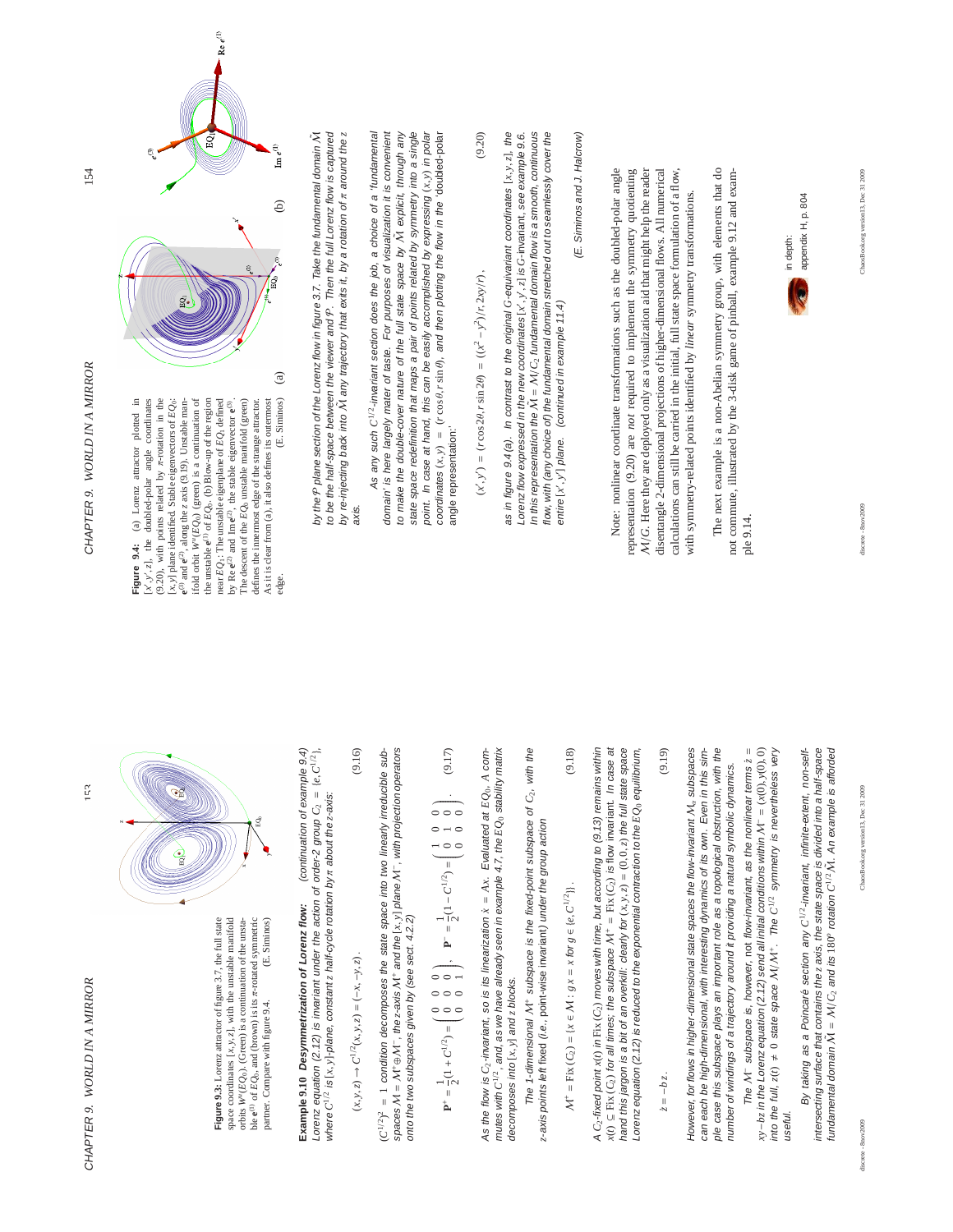**Figure 9.3:** Lorenz attractor of figure 3.7, the full state space coordinates $[x, y, z]$, with the unstable manifold orbits $W^u(EQ_0)$. (Green) is a continuation of the unstable $\mathbf{e}^{(1)}$ of $EQ_0$, and (brown) is its $\pi$-rotated symmetric partner. Compare with figure 9.4. (E. Siminos)

**Example 9.10 Desymmetrization of Lorenz flow:** *(continuation of example 9.4)* *Lorenz equation (2.12) is invariant under the action of order-2 group $C_2 = \{e, C^{1/2}\}$, where $C^{1/2}$ is $[x, y]$-plane, constant z half-cycle rotation by $\pi$ about the z-axis:*

$$(x, y, z) \to C^{1/2}(x, y, z) = (-x, -y, z). \tag{9.16}$$

*$(C^{1/2})^2 = 1$ condition decomposes the state space into two linearly irreducible subspaces $\mathcal{M} = \mathcal{M}^+ \oplus \mathcal{M}^-$, the z-axis $\mathcal{M}^+$ and the $[x, y]$ plane $\mathcal{M}^-$, with projection operators onto the two subspaces given by (see sect. 4.2.2)*

$$\mathbf{P}^+ = \frac{1}{2}(1 + C^{1/2}) = \begin{pmatrix} 0 & 0 & 0 \\ 0 & 0 & 0 \\ 0 & 0 & 1 \end{pmatrix}, \quad \mathbf{P}^- = \frac{1}{2}(1 - C^{1/2}) = \begin{pmatrix} 1 & 0 & 0 \\ 0 & 1 & 0 \\ 0 & 0 & 0 \end{pmatrix}. \tag{9.17}$$

*As the flow is $C_2$-invariant, so is its linearization $\dot{x} = Ax$. Evaluated at $EQ_0$, A commutes with $C^{1/2}$, and, as we have already seen in example 4.7, the $EQ_0$ stability matrix decomposes into $[x, y]$ and z blocks.*

*The 1-dimensional $\mathcal{M}^+$ subspace is the fixed-point subspace of $C_2$, with the z-axis points left fixed (i.e., point-wise invariant) under the group action*

$$\mathcal{M}^+ = \mathrm{Fix}(C_2) = \{x \in \mathcal{M} : g\,x = x \text{ for } g \in \{e, C^{1/2}\}\}. \tag{9.18}$$

*A $C_2$-fixed point $x(t)$ in $\mathrm{Fix}(C_2)$ moves with time, but according to (9.13) remains within $x(t) \subseteq \mathrm{Fix}(C_2)$ for all times; the subspace $\mathcal{M}^+ = \mathrm{Fix}(C_2)$ is flow invariant. In case at hand this jargon is a bit of an overkill: clearly for $(x, y, z) = (0, 0, z)$ the full state space Lorenz equation (2.12) is reduced to the exponential contraction to the $EQ_0$ equilibrium,*

$$\dot{z} = -b\,z. \tag{9.19}$$

*However, for flows in higher-dimensional state spaces the flow-invariant $\mathcal{M}_i$ subspaces can each be high-dimensional, with interesting dynamics of its own. Even in this simple case this subspace plays an important role as a topological obstruction, with the number of windings of a trajectory around it providing a natural symbolic dynamics.*

*The $\mathcal{M}^-$ subspace is, however, not flow-invariant, as the nonlinear terms $\dot{z} = xy - bz$ in the Lorenz equation (2.12) send all initial conditions within $\mathcal{M}^- = (x(0), y(0), 0)$ into the full, $z(t) \neq 0$ state space $\mathcal{M}/\mathcal{M}^+$. The $C^{1/2}$ symmetry is nevertheless very useful.*

*By taking as a Poincaré section any $C^{1/2}$-invariant, infinite-extent, non-self-intersecting surface that contains the z axis, the state space is divided into a half-space fundamental domain $\tilde{\mathcal{M}} = \mathcal{M}/C_2$ and its 180° rotation $C^{1/2}\tilde{\mathcal{M}}$. An example is afforded*

**Figure 9.4:** (a) Lorenz attractor plotted in $[x', y', z]$, the doubled-polar angle coordinates (9.20), with points related by $\pi$-rotation in the $[x, y]$ plane identified. Stable eigenvectors of $EQ_0$: $\mathbf{e}^{(3)}$ and $\mathbf{e}^{(2)}$, along the z axis (9.19). Unstable manifold orbit $W^u(EQ_0)$ (green) is a continuation of the unstable $\mathbf{e}^{(1)}$ of $EQ_0$. (b) Blow-up of the region near $EQ_1$: The unstable eigenplane of $EQ_1$ defined by $\mathrm{Re}\,\mathbf{e}^{(2)}$ and $\mathrm{Im}\,\mathbf{e}^{(2)}$, the stable eigenvector $\mathbf{e}^{(3)}$. The descent of the $EQ_0$ unstable manifold (green) defines the innermost edge of the strange attractor. As it is clear from (a), it also defines its outermost edge. (E. Siminos)

*by the $\mathcal{P}$ plane section of the Lorenz flow in figure 3.7. Take the fundamental domain $\tilde{\mathcal{M}}$ to be the half-space between the viewer and $\mathcal{P}$. Then the full Lorenz flow is captured by re-injecting back into $\tilde{\mathcal{M}}$ any trajectory that exits it, by a rotation of $\pi$ around the z axis.*

*As any such $C^{1/2}$-invariant section does the job, a choice of a 'fundamental domain' is here largely mater of taste. For purposes of visualization it is convenient to make the double-cover nature of the full state space by $\tilde{\mathcal{M}}$ explicit, through any state space redefinition that maps a pair of points related by symmetry into a single point. In case at hand, this can be easily accomplished by expressing $(x, y)$ in polar coordinates $(x, y) = (r\cos\theta, r\sin\theta)$, and then plotting the flow in the 'doubled-polar angle representation:'*

$$(x', y') = (r\cos 2\theta, r\sin 2\theta) = ((x^2 - y^2)/r, 2xy/r), \tag{9.20}$$

*as in figure 9.4 (a). In contrast to the original G-equivariant coordinates $[x, y, z]$, the Lorenz flow expressed in the new coordinates $[x', y', z]$ is G-invariant, see example 9.6. In this representation the $\tilde{\mathcal{M}} = \mathcal{M}/C_2$ fundamental domain flow is a smooth, continuous flow, with (any choice of) the fundamental domain stretched out to seamlessly cover the entire $[x', y']$ plane. (continued in example 11.4)*

*(E. Siminos and J. Halcrow)*

Note: nonlinear coordinate transformations such as the doubled-polar angle representation (9.20) are *not* required to implement the symmetry quotienting $\mathcal{M}/G$. Here they are deployed only as a visualization aid that might help the reader disentangle 2-dimensional projections of higher-dimensional flows. All numerical calculations can still be carried in the initial, full state space formulation of a flow, with symmetry-related points identified by *linear* symmetry transformations.

The next example is a non-Abelian symmetry group, with elements that do not commute, illustrated by the 3-disk game of pinball, example 9.12 and example 9.14.

in depth:
appendix H, p. 804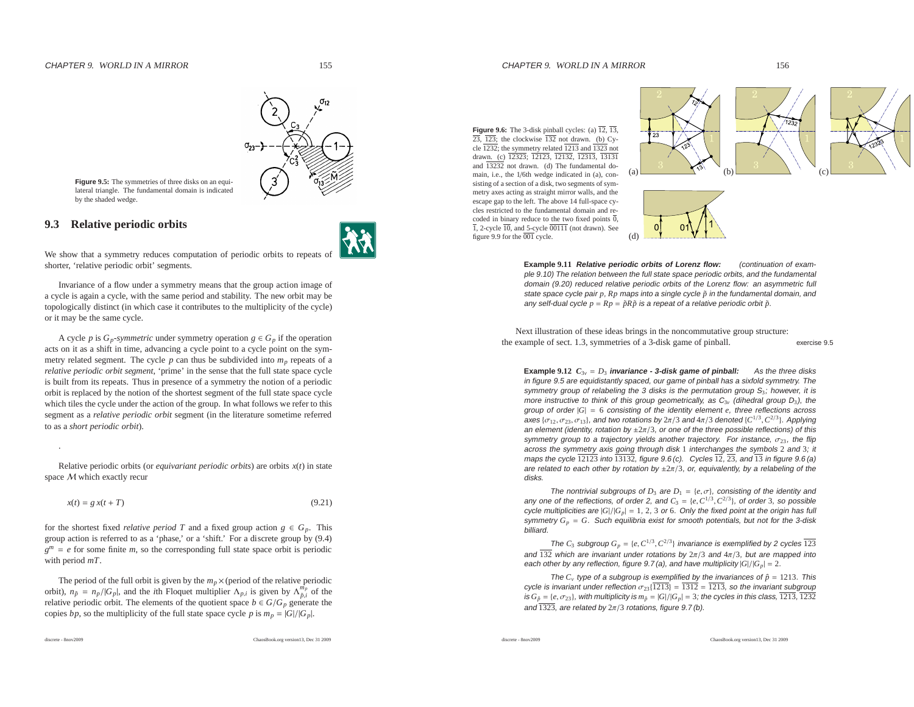**Figure 9.5:** The symmetries of three disks on an equilateral triangle. The fundamental domain is indicated by the shaded wedge.

## 9.3 Relative periodic orbits

We show that a symmetry reduces computation of periodic orbits to repeats of shorter, 'relative periodic orbit' segments.

Invariance of a flow under a symmetry means that the group action image of a cycle is again a cycle, with the same period and stability. The new orbit may be topologically distinct (in which case it contributes to the multiplicity of the cycle) or it may be the same cycle.

A cycle $p$ is $G_p$-*symmetric* under symmetry operation $g \in G_p$ if the operation acts on it as a shift in time, advancing a cycle point to a cycle point on the symmetry related segment. The cycle $p$ can thus be subdivided into $m_p$ repeats of a *relative periodic orbit segment*, 'prime' in the sense that the full state space cycle is built from its repeats. Thus in presence of a symmetry the notion of a periodic orbit is replaced by the notion of the shortest segment of the full state space cycle which tiles the cycle under the action of the group. In what follows we refer to this segment as a *relative periodic orbit* segment (in the literature sometime referred to as a *short periodic orbit*).

.

Relative periodic orbits (or *equivariant periodic orbits*) are orbits $x(t)$ in state space $\mathcal{M}$ which exactly recur

$$x(t) = g\, x(t + T) \tag{9.21}$$

for the shortest fixed *relative period* $T$ and a fixed group action $g \in G_p$. This group action is referred to as a 'phase,' or a 'shift.' For a discrete group by (9.4) $g^m = e$ for some finite $m$, so the corresponding full state space orbit is periodic with period $mT$.

The period of the full orbit is given by the $m_p \times$(period of the relative periodic orbit), $n_{\tilde{p}} = n_p/|G_p|$, and the $i$th Floquet multiplier $\Lambda_{p,i}$ is given by $\Lambda_{\tilde{p},i}^{m_p}$ of the relative periodic orbit. The elements of the quotient space $b \in G/G_p$ generate the copies $bp$, so the multiplicity of the full state space cycle $p$ is $m_p = |G|/|G_p|$.

**Figure 9.6:** The 3-disk pinball cycles: (a) $\overline{12}$, $\overline{13}$, $\overline{23}$, $\overline{123}$; the clockwise $\overline{132}$ not drawn. (b) Cycle $\overline{1232}$; the symmetry related $\overline{1213}$ and $\overline{1323}$ not drawn. (c) $\overline{12323}$; $\overline{12123}$, $\overline{12132}$, $\overline{12313}$, $\overline{13131}$ and $\overline{13232}$ not drawn. (d) The fundamental domain, i.e., the 1/6th wedge indicated in (a), consisting of a section of a disk, two segments of symmetry axes acting as straight mirror walls, and the escape gap to the left. The above 14 full-space cycles restricted to the fundamental domain and recoded in binary reduce to the two fixed points $\overline{0}$, $\overline{1}$, 2-cycle $\overline{10}$, and 5-cycle $\overline{00111}$ (not drawn). See figure 9.9 for the $\overline{001}$ cycle.

**Example 9.11** ***Relative periodic orbits of Lorenz flow:*** *(continuation of example 9.10) The relation between the full state space periodic orbits, and the fundamental domain (9.20) reduced relative periodic orbits of the Lorenz flow: an asymmetric full state space cycle pair $p$, $Rp$ maps into a single cycle $\tilde{p}$ in the fundamental domain, and any self-dual cycle $p = Rp = \tilde{p}R\tilde{p}$ is a repeat of a relative periodic orbit $\tilde{p}$.*

Next illustration of these ideas brings in the noncommutative group structure: the example of sect. 1.3, symmetries of a 3-disk game of pinball. exercise 9.5

**Example 9.12** ***$C_{3v} = D_3$ invariance - 3-disk game of pinball:*** *As the three disks in figure 9.5 are equidistantly spaced, our game of pinball has a sixfold symmetry. The symmetry group of relabeling the 3 disks is the permutation group $S_3$; however, it is more instructive to think of this group geometrically, as $C_{3v}$ (dihedral group $D_3$), the group of order $|G| = 6$ consisting of the identity element $e$, three reflections across axes $\{\sigma_{12}, \sigma_{23}, \sigma_{13}\}$, and two rotations by $2\pi/3$ and $4\pi/3$ denoted $\{C^{1/3}, C^{2/3}\}$. Applying an element (identity, rotation by $\pm 2\pi/3$, or one of the three possible reflections) of this symmetry group to a trajectory yields another trajectory. For instance, $\sigma_{23}$, the flip across the symmetry axis going through disk 1 interchanges the symbols 2 and 3; it maps the cycle $\overline{12123}$ into $\overline{13132}$, figure 9.6 (c). Cycles $\overline{12}$, $\overline{23}$, and $\overline{13}$ in figure 9.6 (a) are related to each other by rotation by $\pm 2\pi/3$, or, equivalently, by a relabeling of the disks.*

*The nontrivial subgroups of $D_3$ are $D_1 = \{e, \sigma\}$, consisting of the identity and any one of the reflections, of order 2, and $C_3 = \{e, C^{1/3}, C^{2/3}\}$, of order 3, so possible cycle multiplicities are $|G|/|G_p| = 1$, 2, 3 or 6. Only the fixed point at the origin has full symmetry $G_p = G$. Such equilibria exist for smooth potentials, but not for the 3-disk billiard.*

*The $C_3$ subgroup $G_p = \{e, C^{1/3}, C^{2/3}\}$ invariance is exemplified by 2 cycles $\overline{123}$ and $\overline{132}$ which are invariant under rotations by $2\pi/3$ and $4\pi/3$, but are mapped into each other by any reflection, figure 9.7 (a), and have multiplicity $|G|/|G_p| = 2$.*

*The $C_v$ type of a subgroup is exemplified by the invariances of $\hat{p} = 1213$. This cycle is invariant under reflection $\sigma_{23}\{\overline{1213}\} = \overline{1312} = \overline{1213}$, so the invariant subgroup is $G_{\hat{p}} = \{e, \sigma_{23}\}$, with multiplicity is $m_{\hat{p}} = |G|/|G_p| = 3$; the cycles in this class, $\overline{1213}$, $\overline{1232}$ and $\overline{1323}$, are related by $2\pi/3$ rotations, figure 9.7 (b).*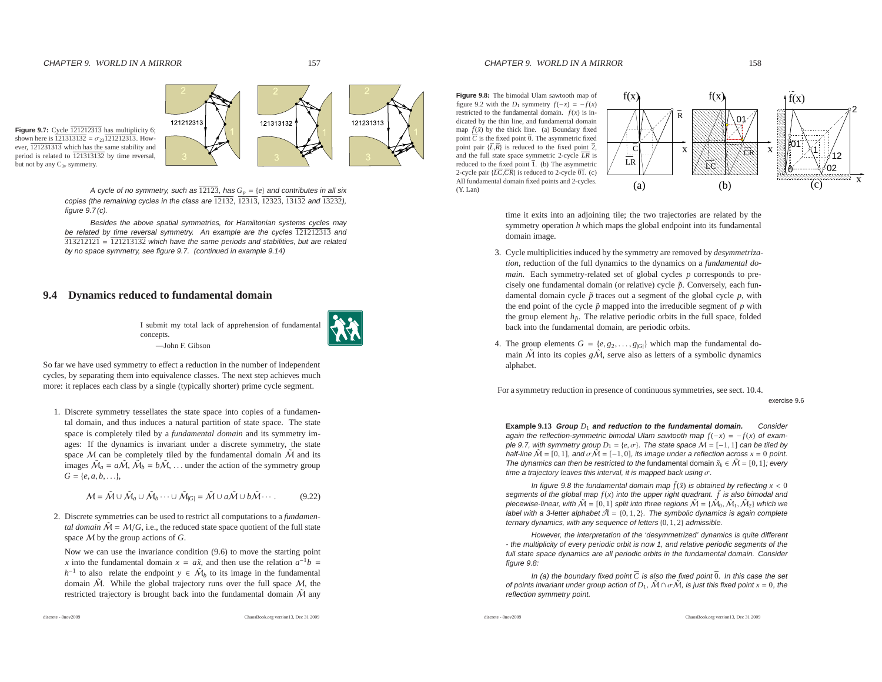**Figure 9.7:** Cycle $\overline{121212313}$ has multiplicity 6; shown here is $\overline{121313132} = \sigma_{23}\overline{121212313}$. However, $\overline{121231313}$ which has the same stability and period is related to $\overline{121313132}$ by time reversal, but not by any $C_{3v}$ symmetry.

*A cycle of no symmetry, such as $\overline{12123}$, has $G_p = \{e\}$ and contributes in all six copies (the remaining cycles in the class are $\overline{12132}$, $\overline{12313}$, $\overline{12323}$, $\overline{13132}$ and $\overline{13232}$), figure 9.7 (c).*

*Besides the above spatial symmetries, for Hamiltonian systems cycles may be related by time reversal symmetry. An example are the cycles $\overline{121212313}$ and $\overline{313212121} = \overline{121213132}$ which have the same periods and stabilities, but are related by no space symmetry, see figure 9.7. (continued in example 9.14)*

## 9.4 Dynamics reduced to fundamental domain

> I submit my total lack of apprehension of fundamental concepts.
>
> —John F. Gibson

So far we have used symmetry to effect a reduction in the number of independent cycles, by separating them into equivalence classes. The next step achieves much more: it replaces each class by a single (typically shorter) prime cycle segment.

1. Discrete symmetry tessellates the state space into copies of a fundamental domain, and thus induces a natural partition of state space. The state space is completely tiled by a *fundamental domain* and its symmetry images: If the dynamics is invariant under a discrete symmetry, the state space $\mathcal{M}$ can be completely tiled by the fundamental domain $\tilde{\mathcal{M}}$ and its images $\tilde{\mathcal{M}}_a = a\tilde{\mathcal{M}}$, $\tilde{\mathcal{M}}_b = b\tilde{\mathcal{M}}$, ... under the action of the symmetry group $G = \{e, a, b, \ldots\}$,

$$\mathcal{M} = \tilde{\mathcal{M}} \cup \tilde{\mathcal{M}}_a \cup \tilde{\mathcal{M}}_b \cdots \cup \tilde{\mathcal{M}}_{|G|} = \tilde{\mathcal{M}} \cup a\tilde{\mathcal{M}} \cup b\tilde{\mathcal{M}} \cdots . \qquad (9.22)$$

2. Discrete symmetries can be used to restrict all computations to a *fundamental domain* $\tilde{\mathcal{M}} = \mathcal{M}/G$, i.e., the reduced state space quotient of the full state space $\mathcal{M}$ by the group actions of $G$.

   Now we can use the invariance condition (9.6) to move the starting point $x$ into the fundamental domain $x = a\tilde{x}$, and then use the relation $a^{-1}b = h^{-1}$ to also relate the endpoint $y \in \tilde{\mathcal{M}}_b$ to its image in the fundamental domain $\tilde{\mathcal{M}}$. While the global trajectory runs over the full space $\mathcal{M}$, the restricted trajectory is brought back into the fundamental domain $\tilde{\mathcal{M}}$ any time it exits into an adjoining tile; the two trajectories are related by the symmetry operation $h$ which maps the global endpoint into its fundamental domain image.

3. Cycle multiplicities induced by the symmetry are removed by *desymmetrization*, reduction of the full dynamics to the dynamics on a *fundamental domain*. Each symmetry-related set of global cycles $p$ corresponds to precisely one fundamental domain (or relative) cycle $\tilde{p}$. Conversely, each fundamental domain cycle $\tilde{p}$ traces out a segment of the global cycle $p$, with the end point of the cycle $\tilde{p}$ mapped into the irreducible segment of $p$ with the group element $h_{\tilde{p}}$. The relative periodic orbits in the full space, folded back into the fundamental domain, are periodic orbits.

4. The group elements $G = \{e, g_2, \ldots, g_{|G|}\}$ which map the fundamental domain $\tilde{\mathcal{M}}$ into its copies $g\tilde{\mathcal{M}}$, serve also as letters of a symbolic dynamics alphabet.

**Figure 9.8:** The bimodal Ulam sawtooth map of figure 9.2 with the $D_1$ symmetry $f(-x) = -f(x)$ restricted to the fundamental domain. $f(x)$ is indicated by the thin line, and fundamental domain map $\tilde{f}(\tilde{x})$ by the thick line. (a) Boundary fixed point $\overline{C}$ is the fixed point $\overline{0}$. The asymmetric fixed point pair $\{\overline{L},\overline{R}\}$ is reduced to the fixed point $\overline{2}$, and the full state space symmetric 2-cycle $\overline{LR}$ is reduced to the fixed point $\overline{1}$. (b) The asymmetric 2-cycle pair $\{\overline{LC},\overline{CR}\}$ is reduced to 2-cycle $\overline{01}$. (c) All fundamental domain fixed points and 2-cycles. (Y. Lan)

For a symmetry reduction in presence of continuous symmetries, see sect. 10.4.

exercise 9.6

**Example 9.13** ***Group*** $D_1$ ***and reduction to the fundamental domain.*** *Consider again the reflection-symmetric bimodal Ulam sawtooth map $f(-x) = -f(x)$ of example 9.7, with symmetry group $D_1 = \{e, \sigma\}$. The state space $\mathcal{M} = [-1, 1]$ can be tiled by half-line $\tilde{\mathcal{M}} = [0, 1]$, and $\sigma\tilde{\mathcal{M}} = [-1, 0]$, its image under a reflection across $x = 0$ point. The dynamics can then be restricted to the fundamental domain $\tilde{x}_k \in \tilde{\mathcal{M}} = [0, 1]$; every time a trajectory leaves this interval, it is mapped back using $\sigma$.*

*In figure 9.8 the fundamental domain map $\tilde{f}(\tilde{x})$ is obtained by reflecting $x < 0$ segments of the global map $f(x)$ into the upper right quadrant. $\tilde{f}$ is also bimodal and piecewise-linear, with $\tilde{\mathcal{M}} = [0, 1]$ split into three regions $\tilde{\mathcal{M}} = \{\tilde{\mathcal{M}}_0, \tilde{\mathcal{M}}_1, \tilde{\mathcal{M}}_2\}$ which we label with a 3-letter alphabet $\tilde{\mathcal{A}} = \{0, 1, 2\}$. The symbolic dynamics is again complete ternary dynamics, with any sequence of letters $\{0, 1, 2\}$ admissible.*

*However, the interpretation of the 'desymmetrized' dynamics is quite different - the multiplicity of every periodic orbit is now 1, and relative periodic segments of the full state space dynamics are all periodic orbits in the fundamental domain. Consider figure 9.8:*

*In (a) the boundary fixed point $\overline{C}$ is also the fixed point $\overline{0}$. In this case the set of points invariant under group action of $D_1$, $\tilde{\mathcal{M}} \cap \sigma\tilde{\mathcal{M}}$, is just this fixed point $x = 0$, the reflection symmetry point.*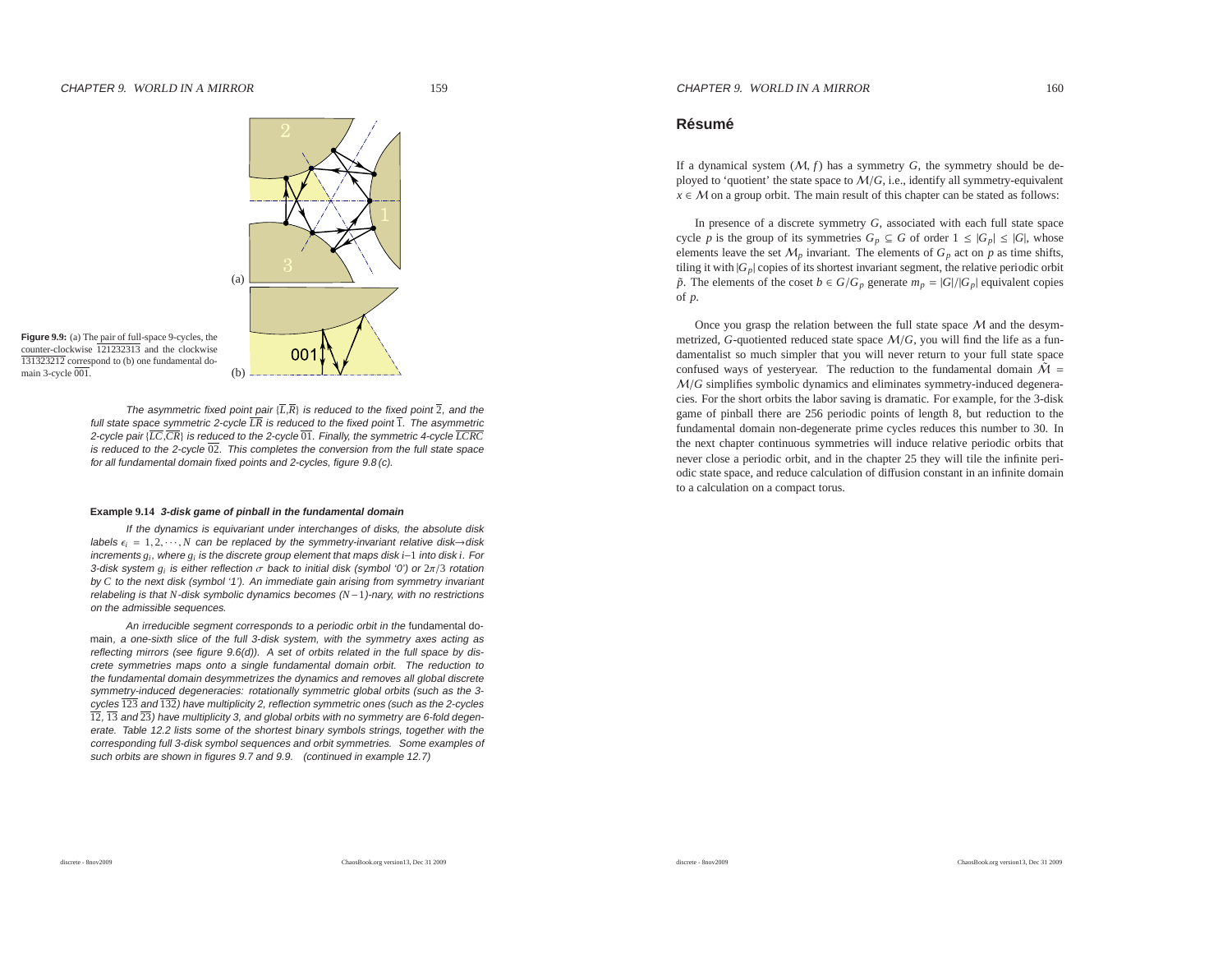**Figure 9.9:** (a) The pair of full-space 9-cycles, the counter-clockwise $\overline{121232313}$ and the clockwise $\overline{131323212}$ correspond to (b) one fundamental domain 3-cycle $\overline{001}$.

*The asymmetric fixed point pair* $\{\overline{L},\overline{R}\}$ *is reduced to the fixed point* $\overline{2}$*, and the full state space symmetric 2-cycle* $\overline{LR}$ *is reduced to the fixed point* $\overline{1}$*. The asymmetric 2-cycle pair* $\{\overline{LC},\overline{CR}\}$ *is reduced to the 2-cycle* $\overline{01}$*. Finally, the symmetric 4-cycle* $\overline{LCRC}$ *is reduced to the 2-cycle* $\overline{02}$*. This completes the conversion from the full state space for all fundamental domain fixed points and 2-cycles, figure 9.8 (c).*

**Example 9.14** ***3-disk game of pinball in the fundamental domain***

*If the dynamics is equivariant under interchanges of disks, the absolute disk labels* $\epsilon_i = 1, 2, \cdots, N$ *can be replaced by the symmetry-invariant relative disk→disk increments* $g_i$*, where* $g_i$ *is the discrete group element that maps disk* $i\!-\!1$ *into disk* $i$*. For 3-disk system* $g_i$ *is either reflection* $\sigma$ *back to initial disk (symbol '0') or* $2\pi/3$ *rotation by* $C$ *to the next disk (symbol '1'). An immediate gain arising from symmetry invariant relabeling is that* $N$*-disk symbolic dynamics becomes* $(N\!-\!1)$*-nary, with no restrictions on the admissible sequences.*

*An irreducible segment corresponds to a periodic orbit in the* fundamental domain*, a one-sixth slice of the full 3-disk system, with the symmetry axes acting as reflecting mirrors (see figure 9.6(d)). A set of orbits related in the full space by discrete symmetries maps onto a single fundamental domain orbit. The reduction to the fundamental domain desymmetrizes the dynamics and removes all global discrete symmetry-induced degeneracies: rotationally symmetric global orbits (such as the 3-cycles* $\overline{123}$ *and* $\overline{132}$*) have multiplicity 2, reflection symmetric ones (such as the 2-cycles* $\overline{12}$*,* $\overline{13}$ *and* $\overline{23}$*) have multiplicity 3, and global orbits with no symmetry are 6-fold degenerate. Table 12.2 lists some of the shortest binary symbols strings, together with the corresponding full 3-disk symbol sequences and orbit symmetries. Some examples of such orbits are shown in figures 9.7 and 9.9. (continued in example 12.7)*

## Résumé

If a dynamical system $(\mathcal{M}, f)$ has a symmetry $G$, the symmetry should be deployed to 'quotient' the state space to $\mathcal{M}/G$, i.e., identify all symmetry-equivalent $x \in \mathcal{M}$ on a group orbit. The main result of this chapter can be stated as follows:

In presence of a discrete symmetry $G$, associated with each full state space cycle $p$ is the group of its symmetries $G_p \subseteq G$ of order $1 \leq |G_p| \leq |G|$, whose elements leave the set $\mathcal{M}_p$ invariant. The elements of $G_p$ act on $p$ as time shifts, tiling it with $|G_p|$ copies of its shortest invariant segment, the relative periodic orbit $\tilde{p}$. The elements of the coset $b \in G/G_p$ generate $m_p = |G|/|G_p|$ equivalent copies of $p$.

Once you grasp the relation between the full state space $\mathcal{M}$ and the desymmetrized, $G$-quotiented reduced state space $\mathcal{M}/G$, you will find the life as a fundamentalist so much simpler that you will never return to your full state space confused ways of yesteryear. The reduction to the fundamental domain $\hat{\mathcal{M}} = \mathcal{M}/G$ simplifies symbolic dynamics and eliminates symmetry-induced degeneracies. For the short orbits the labor saving is dramatic. For example, for the 3-disk game of pinball there are 256 periodic points of length 8, but reduction to the fundamental domain non-degenerate prime cycles reduces this number to 30. In the next chapter continuous symmetries will induce relative periodic orbits that never close a periodic orbit, and in the chapter 25 they will tile the infinite periodic state space, and reduce calculation of diffusion constant in an infinite domain to a calculation on a compact torus.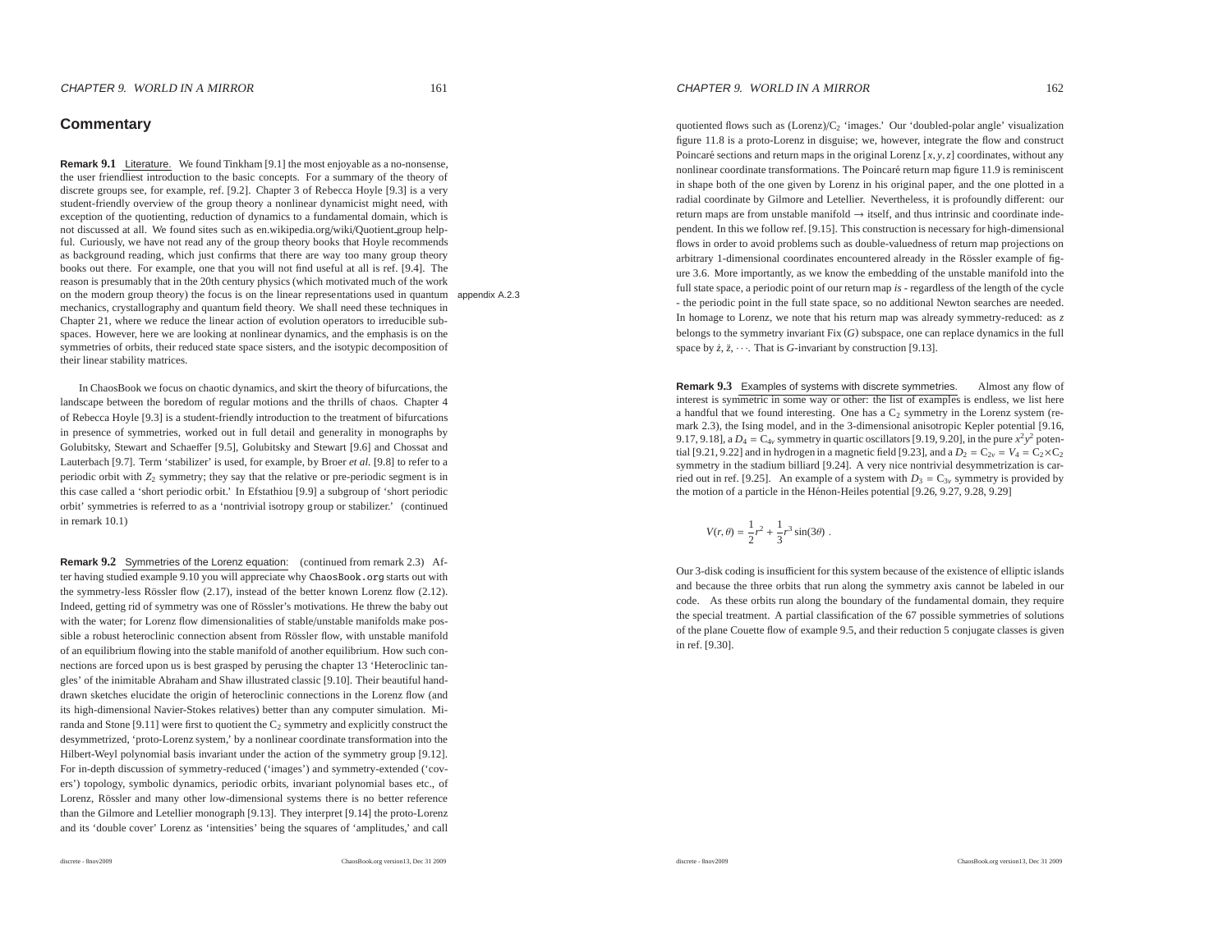## Commentary

**Remark 9.1** Literature. We found Tinkham [9.1] the most enjoyable as a no-nonsense, the user friendliest introduction to the basic concepts. For a summary of the theory of discrete groups see, for example, ref. [9.2]. Chapter 3 of Rebecca Hoyle [9.3] is a very student-friendly overview of the group theory a nonlinear dynamicist might need, with exception of the quotienting, reduction of dynamics to a fundamental domain, which is not discussed at all. We found sites such as en.wikipedia.org/wiki/Quotient_group helpful. Curiously, we have not read any of the group theory books that Hoyle recommends as background reading, which just confirms that there are way too many group theory books out there. For example, one that you will not find useful at all is ref. [9.4]. The reason is presumably that in the 20th century physics (which motivated much of the work on the modern group theory) the focus is on the linear representations used in quantum mechanics, crystallography and quantum field theory. We shall need these techniques in Chapter 21, where we reduce the linear action of evolution operators to irreducible subspaces. However, here we are looking at nonlinear dynamics, and the emphasis is on the symmetries of orbits, their reduced state space sisters, and the isotypic decomposition of their linear stability matrices.

appendix A.2.3

In ChaosBook we focus on chaotic dynamics, and skirt the theory of bifurcations, the landscape between the boredom of regular motions and the thrills of chaos. Chapter 4 of Rebecca Hoyle [9.3] is a student-friendly introduction to the treatment of bifurcations in presence of symmetries, worked out in full detail and generality in monographs by Golubitsky, Stewart and Schaeffer [9.5], Golubitsky and Stewart [9.6] and Chossat and Lauterbach [9.7]. Term 'stabilizer' is used, for example, by Broer *et al.* [9.8] to refer to a periodic orbit with $Z_2$ symmetry; they say that the relative or pre-periodic segment is in this case called a 'short periodic orbit.' In Efstathiou [9.9] a subgroup of 'short periodic orbit' symmetries is referred to as a 'nontrivial isotropy group or stabilizer.' (continued in remark 10.1)

**Remark 9.2** Symmetries of the Lorenz equation: (continued from remark 2.3) After having studied example 9.10 you will appreciate why ChaosBook.org starts out with the symmetry-less Rössler flow (2.17), instead of the better known Lorenz flow (2.12). Indeed, getting rid of symmetry was one of Rössler's motivations. He threw the baby out with the water; for Lorenz flow dimensionalities of stable/unstable manifolds make possible a robust heteroclinic connection absent from Rössler flow, with unstable manifold of an equilibrium flowing into the stable manifold of another equilibrium. How such connections are forced upon us is best grasped by perusing the chapter 13 'Heteroclinic tangles' of the inimitable Abraham and Shaw illustrated classic [9.10]. Their beautiful hand-drawn sketches elucidate the origin of heteroclinic connections in the Lorenz flow (and its high-dimensional Navier-Stokes relatives) better than any computer simulation. Miranda and Stone [9.11] were first to quotient the $C_2$ symmetry and explicitly construct the desymmetrized, 'proto-Lorenz system,' by a nonlinear coordinate transformation into the Hilbert-Weyl polynomial basis invariant under the action of the symmetry group [9.12]. For in-depth discussion of symmetry-reduced ('images') and symmetry-extended ('covers') topology, symbolic dynamics, periodic orbits, invariant polynomial bases etc., of Lorenz, Rössler and many other low-dimensional systems there is no better reference than the Gilmore and Letellier monograph [9.13]. They interpret [9.14] the proto-Lorenz and its 'double cover' Lorenz as 'intensities' being the squares of 'amplitudes,' and call quotiented flows such as (Lorenz)/$C_2$ 'images.' Our 'doubled-polar angle' visualization figure 11.8 is a proto-Lorenz in disguise; we, however, integrate the flow and construct Poincaré sections and return maps in the original Lorenz $[x, y, z]$ coordinates, without any nonlinear coordinate transformations. The Poincaré return map figure 11.9 is reminiscent in shape both of the one given by Lorenz in his original paper, and the one plotted in a radial coordinate by Gilmore and Letellier. Nevertheless, it is profoundly different: our return maps are from unstable manifold $\rightarrow$ itself, and thus intrinsic and coordinate independent. In this we follow ref. [9.15]. This construction is necessary for high-dimensional flows in order to avoid problems such as double-valuedness of return map projections on arbitrary 1-dimensional coordinates encountered already in the Rössler example of figure 3.6. More importantly, as we know the embedding of the unstable manifold into the full state space, a periodic point of our return map *is* - regardless of the length of the cycle - the periodic point in the full state space, so no additional Newton searches are needed. In homage to Lorenz, we note that his return map was already symmetry-reduced: as $z$ belongs to the symmetry invariant Fix $(G)$ subspace, one can replace dynamics in the full space by $\dot{z}, \ddot{z}, \cdots$. That is $G$-invariant by construction [9.13].

**Remark 9.3** Examples of systems with discrete symmetries. Almost any flow of interest is symmetric in some way or other: the list of examples is endless, we list here a handful that we found interesting. One has a $C_2$ symmetry in the Lorenz system (remark 2.3), the Ising model, and in the 3-dimensional anisotropic Kepler potential [9.16, 9.17, 9.18], a $D_4 = C_{4v}$ symmetry in quartic oscillators [9.19, 9.20], in the pure $x^2y^2$ potential [9.21, 9.22] and in hydrogen in a magnetic field [9.23], and a $D_2 = C_{2v} = V_4 = C_2 \times C_2$ symmetry in the stadium billiard [9.24]. A very nice nontrivial desymmetrization is carried out in ref. [9.25]. An example of a system with $D_3 = C_{3v}$ symmetry is provided by the motion of a particle in the Hénon-Heiles potential [9.26, 9.27, 9.28, 9.29]

$$V(r, \theta) = \frac{1}{2}r^2 + \frac{1}{3}r^3 \sin(3\theta) \; .$$

Our 3-disk coding is insufficient for this system because of the existence of elliptic islands and because the three orbits that run along the symmetry axis cannot be labeled in our code. As these orbits run along the boundary of the fundamental domain, they require the special treatment. A partial classification of the 67 possible symmetries of solutions of the plane Couette flow of example 9.5, and their reduction 5 conjugate classes is given in ref. [9.30].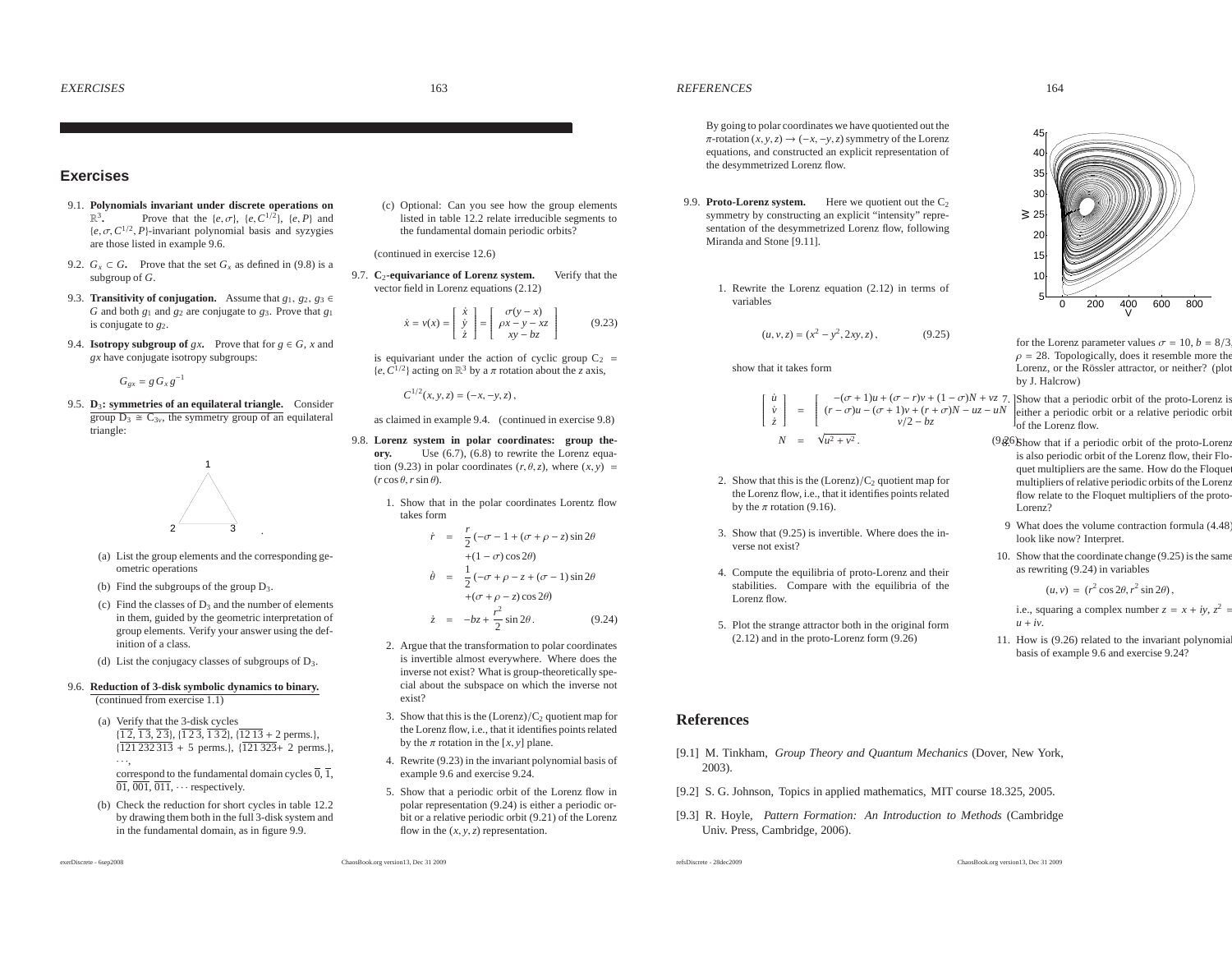## Exercises

9.1. **Polynomials invariant under discrete operations on $\mathbb{R}^3$.** Prove that the $\{e, \sigma\}$, $\{e, C^{1/2}\}$, $\{e, P\}$ and $\{e, \sigma, C^{1/2}, P\}$-invariant polynomial basis and syzygies are those listed in example 9.6.

9.2. **$G_x \subset G$.** Prove that the set $G_x$ as defined in (9.8) is a subgroup of $G$.

9.3. **Transitivity of conjugation.** Assume that $g_1$, $g_2$, $g_3 \in G$ and both $g_1$ and $g_2$ are conjugate to $g_3$. Prove that $g_1$ is conjugate to $g_2$.

9.4. **Isotropy subgroup of $gx$.** Prove that for $g \in G$, $x$ and $gx$ have conjugate isotropy subgroups:

$$G_{gx} = g\, G_x\, g^{-1}$$

9.5. **$D_3$: symmetries of an equilateral triangle.** Consider group $D_3 \cong C_{3v}$, the symmetry group of an equilateral triangle:

(a) List the group elements and the corresponding geometric operations

(b) Find the subgroups of the group $D_3$.

(c) Find the classes of $D_3$ and the number of elements in them, guided by the geometric interpretation of group elements. Verify your answer using the definition of a class.

(d) List the conjugacy classes of subgroups of $D_3$.

9.6. **Reduction of 3-disk symbolic dynamics to binary.** (continued from exercise 1.1)

(a) Verify that the 3-disk cycles $\{\overline{1\,2}, \overline{1\,3}, \overline{2\,3}\}$, $\{\overline{1\,2\,3}, \overline{1\,3\,2}\}$, $\{\overline{12\,13} + 2 \text{ perms.}\}$, $\{\overline{121\,232\,313} + 5 \text{ perms.}\}$, $\{\overline{121\,323}+ 2 \text{ perms.}\}$, $\cdots$, correspond to the fundamental domain cycles $\overline{0}$, $\overline{1}$, $\overline{01}$, $\overline{001}$, $\overline{011}$, $\cdots$ respectively.

(b) Check the reduction for short cycles in table 12.2 by drawing them both in the full 3-disk system and in the fundamental domain, as in figure 9.9.

(c) Optional: Can you see how the group elements listed in table 12.2 relate irreducible segments to the fundamental domain periodic orbits?

(continued in exercise 12.6)

9.7. **$C_2$-equivariance of Lorenz system.** Verify that the vector field in Lorenz equations (2.12)

$$\dot{x} = v(x) = \begin{bmatrix} \dot{x} \\ \dot{y} \\ \dot{z} \end{bmatrix} = \begin{bmatrix} \sigma(y-x) \\ \rho x - y - xz \\ xy - bz \end{bmatrix} \tag{9.23}$$

is equivariant under the action of cyclic group $C_2 = \{e, C^{1/2}\}$ acting on $\mathbb{R}^3$ by a $\pi$ rotation about the $z$ axis,

$$C^{1/2}(x, y, z) = (-x, -y, z)\,,$$

as claimed in example 9.4. (continued in exercise 9.8)

9.8. **Lorenz system in polar coordinates: group theory.** Use (6.7), (6.8) to rewrite the Lorenz equation (9.23) in polar coordinates $(r, \theta, z)$, where $(x, y) = (r\cos\theta, r\sin\theta)$.

1. Show that in the polar coordinates Lorentz flow takes form

$$\begin{aligned} \dot{r} &= \frac{r}{2}(-\sigma - 1 + (\sigma + \rho - z)\sin 2\theta \\ &\quad + (1-\sigma)\cos 2\theta) \\ \dot{\theta} &= \frac{1}{2}(-\sigma + \rho - z + (\sigma - 1)\sin 2\theta \\ &\quad + (\sigma + \rho - z)\cos 2\theta) \\ \dot{z} &= -bz + \frac{r^2}{2}\sin 2\theta\,. \end{aligned} \tag{9.24}$$

2. Argue that the transformation to polar coordinates is invertible almost everywhere. Where does the inverse not exist? What is group-theoretically special about the subspace on which the inverse not exist?

3. Show that this is the (Lorenz)/$C_2$ quotient map for the Lorenz flow, i.e., that it identifies points related by the $\pi$ rotation in the $[x, y]$ plane.

4. Rewrite (9.23) in the invariant polynomial basis of example 9.6 and exercise 9.24.

5. Show that a periodic orbit of the Lorenz flow in polar representation (9.24) is either a periodic orbit or a relative periodic orbit (9.21) of the Lorenz flow in the $(x, y, z)$ representation.

By going to polar coordinates we have quotiented out the $\pi$-rotation $(x, y, z) \to (-x, -y, z)$ symmetry of the Lorenz equations, and constructed an explicit representation of the desymmetrized Lorenz flow.

9.9. **Proto-Lorenz system.** Here we quotient out the $C_2$ symmetry by constructing an explicit "intensity" representation of the desymmetrized Lorenz flow, following Miranda and Stone [9.11].

1. Rewrite the Lorenz equation (2.12) in terms of variables

$$(u, v, z) = (x^2 - y^2, 2xy, z)\,, \tag{9.25}$$

show that it takes form

$$\begin{aligned} \begin{bmatrix} \dot{u} \\ \dot{v} \\ \dot{z} \end{bmatrix} &= \begin{bmatrix} -(\sigma+1)u + (\sigma - r)v + (1-\sigma)N + vz \\ (r-\sigma)u - (\sigma+1)v + (r+\sigma)N - uz - uN \\ v/2 - bz \end{bmatrix} \\ N &= \sqrt{u^2+v^2}\,. \end{aligned} \tag{9.26}$$

2. Show that this is the (Lorenz)/$C_2$ quotient map for the Lorenz flow, i.e., that it identifies points related by the $\pi$ rotation (9.16).

3. Show that (9.25) is invertible. Where does the inverse not exist?

4. Compute the equilibria of proto-Lorenz and their stabilities. Compare with the equilibria of the Lorenz flow.

5. Plot the strange attractor both in the original form (2.12) and in the proto-Lorenz form (9.26)

for the Lorenz parameter values $\sigma = 10$, $b = 8/3$, $\rho = 28$. Topologically, does it resemble more the Lorenz, or the Rössler attractor, or neither? (plot by J. Halcrow)

7. Show that a periodic orbit of the proto-Lorenz is either a periodic orbit or a relative periodic orbit of the Lorenz flow.

8. Show that if a periodic orbit of the proto-Lorenz is also periodic orbit of the Lorenz flow, their Floquet multipliers are the same. How do the Floquet multipliers of relative periodic orbits of the Lorenz flow relate to the Floquet multipliers of the proto-Lorenz?

9. What does the volume contraction formula (4.48) look like now? Interpret.

10. Show that the coordinate change (9.25) is the same as rewriting (9.24) in variables

$$(u, v) = (r^2\cos 2\theta, r^2 \sin 2\theta)\,,$$

i.e., squaring a complex number $z = x + iy$, $z^2 = u + iv$.

11. How is (9.26) related to the invariant polynomial basis of example 9.6 and exercise 9.24?

## References

[9.1] M. Tinkham, *Group Theory and Quantum Mechanics* (Dover, New York, 2003).

[9.2] S. G. Johnson, Topics in applied mathematics, MIT course 18.325, 2005.

[9.3] R. Hoyle, *Pattern Formation: An Introduction to Methods* (Cambridge Univ. Press, Cambridge, 2006).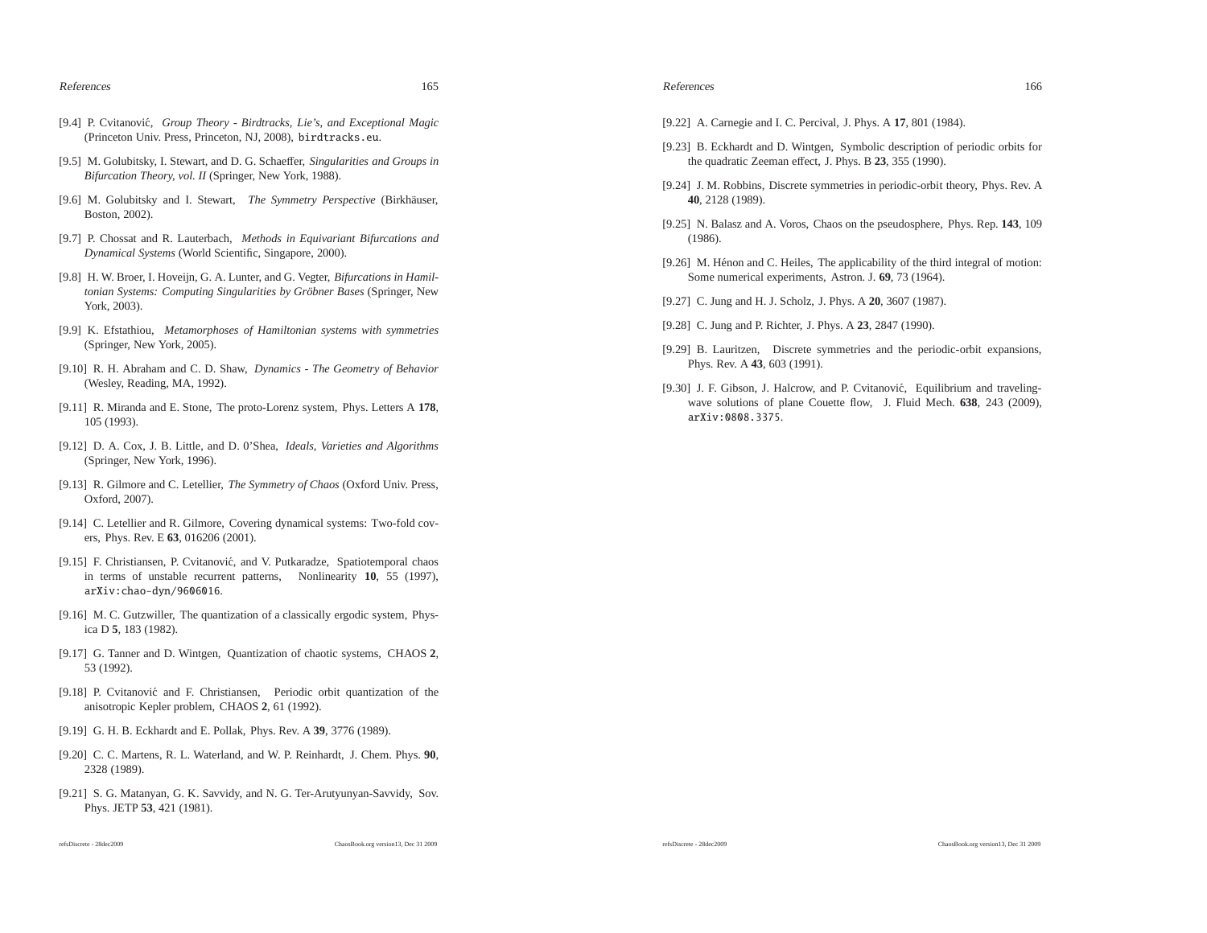[9.4] P. Cvitanović, *Group Theory - Birdtracks, Lie's, and Exceptional Magic* (Princeton Univ. Press, Princeton, NJ, 2008), `birdtracks.eu`.

[9.5] M. Golubitsky, I. Stewart, and D. G. Schaeffer, *Singularities and Groups in Bifurcation Theory, vol. II* (Springer, New York, 1988).

[9.6] M. Golubitsky and I. Stewart, *The Symmetry Perspective* (Birkhäuser, Boston, 2002).

[9.7] P. Chossat and R. Lauterbach, *Methods in Equivariant Bifurcations and Dynamical Systems* (World Scientific, Singapore, 2000).

[9.8] H. W. Broer, I. Hoveijn, G. A. Lunter, and G. Vegter, *Bifurcations in Hamiltonian Systems: Computing Singularities by Gröbner Bases* (Springer, New York, 2003).

[9.9] K. Efstathiou, *Metamorphoses of Hamiltonian systems with symmetries* (Springer, New York, 2005).

[9.10] R. H. Abraham and C. D. Shaw, *Dynamics - The Geometry of Behavior* (Wesley, Reading, MA, 1992).

[9.11] R. Miranda and E. Stone, The proto-Lorenz system, Phys. Letters A **178**, 105 (1993).

[9.12] D. A. Cox, J. B. Little, and D. 0'Shea, *Ideals, Varieties and Algorithms* (Springer, New York, 1996).

[9.13] R. Gilmore and C. Letellier, *The Symmetry of Chaos* (Oxford Univ. Press, Oxford, 2007).

[9.14] C. Letellier and R. Gilmore, Covering dynamical systems: Two-fold covers, Phys. Rev. E **63**, 016206 (2001).

[9.15] F. Christiansen, P. Cvitanović, and V. Putkaradze, Spatiotemporal chaos in terms of unstable recurrent patterns, Nonlinearity **10**, 55 (1997), `arXiv:chao-dyn/9606016`.

[9.16] M. C. Gutzwiller, The quantization of a classically ergodic system, Physica D **5**, 183 (1982).

[9.17] G. Tanner and D. Wintgen, Quantization of chaotic systems, CHAOS **2**, 53 (1992).

[9.18] P. Cvitanović and F. Christiansen, Periodic orbit quantization of the anisotropic Kepler problem, CHAOS **2**, 61 (1992).

[9.19] G. H. B. Eckhardt and E. Pollak, Phys. Rev. A **39**, 3776 (1989).

[9.20] C. C. Martens, R. L. Waterland, and W. P. Reinhardt, J. Chem. Phys. **90**, 2328 (1989).

[9.21] S. G. Matanyan, G. K. Savvidy, and N. G. Ter-Arutyunyan-Savvidy, Sov. Phys. JETP **53**, 421 (1981).

[9.22] A. Carnegie and I. C. Percival, J. Phys. A **17**, 801 (1984).

[9.23] B. Eckhardt and D. Wintgen, Symbolic description of periodic orbits for the quadratic Zeeman effect, J. Phys. B **23**, 355 (1990).

[9.24] J. M. Robbins, Discrete symmetries in periodic-orbit theory, Phys. Rev. A **40**, 2128 (1989).

[9.25] N. Balasz and A. Voros, Chaos on the pseudosphere, Phys. Rep. **143**, 109 (1986).

[9.26] M. Hénon and C. Heiles, The applicability of the third integral of motion: Some numerical experiments, Astron. J. **69**, 73 (1964).

[9.27] C. Jung and H. J. Scholz, J. Phys. A **20**, 3607 (1987).

[9.28] C. Jung and P. Richter, J. Phys. A **23**, 2847 (1990).

[9.29] B. Lauritzen, Discrete symmetries and the periodic-orbit expansions, Phys. Rev. A **43**, 603 (1991).

[9.30] J. F. Gibson, J. Halcrow, and P. Cvitanović, Equilibrium and traveling-wave solutions of plane Couette flow, J. Fluid Mech. **638**, 243 (2009), `arXiv:0808.3375`.